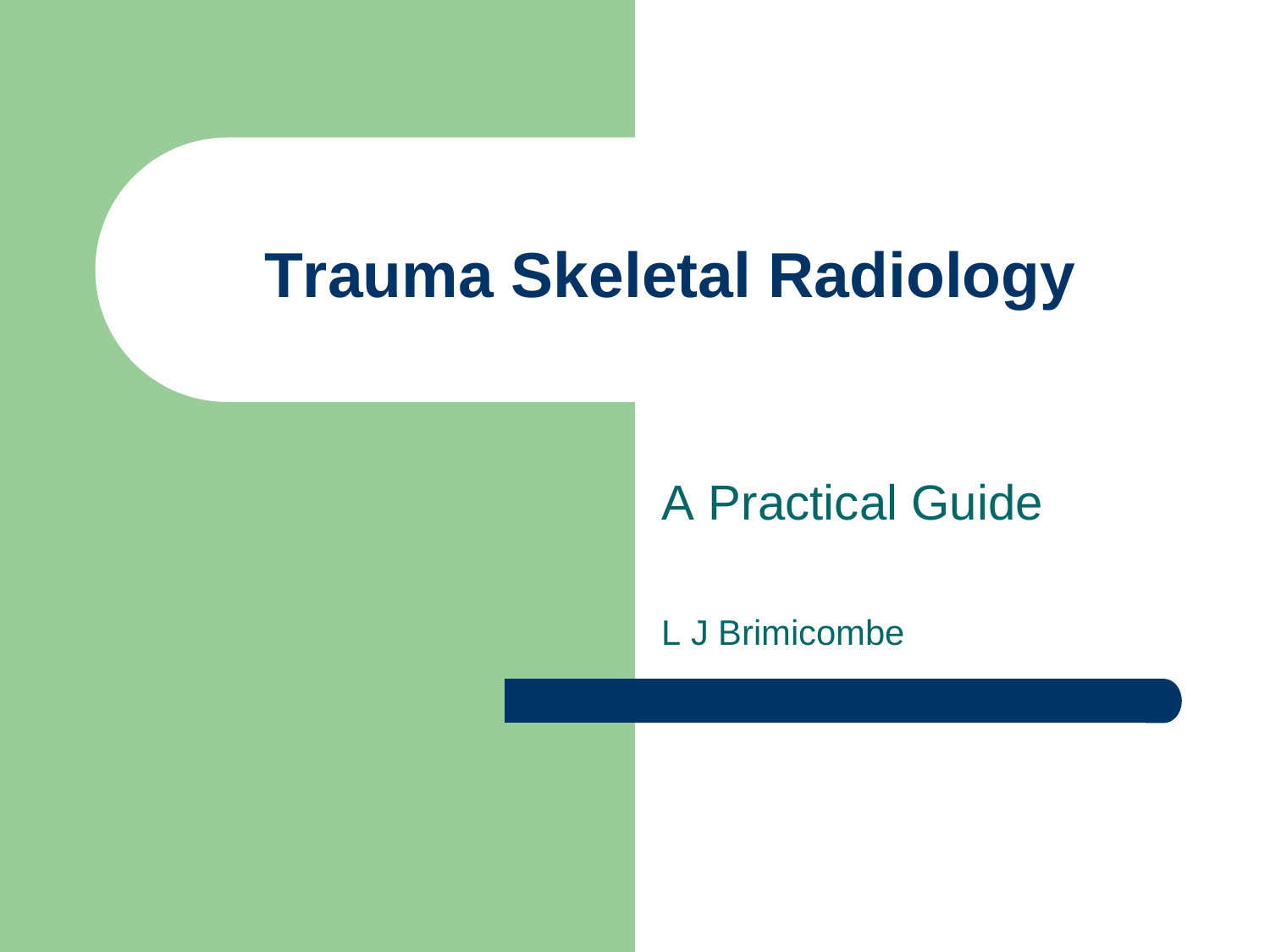# Trauma Skeletal Radiology

## A Practical Guide

L J Brimicombe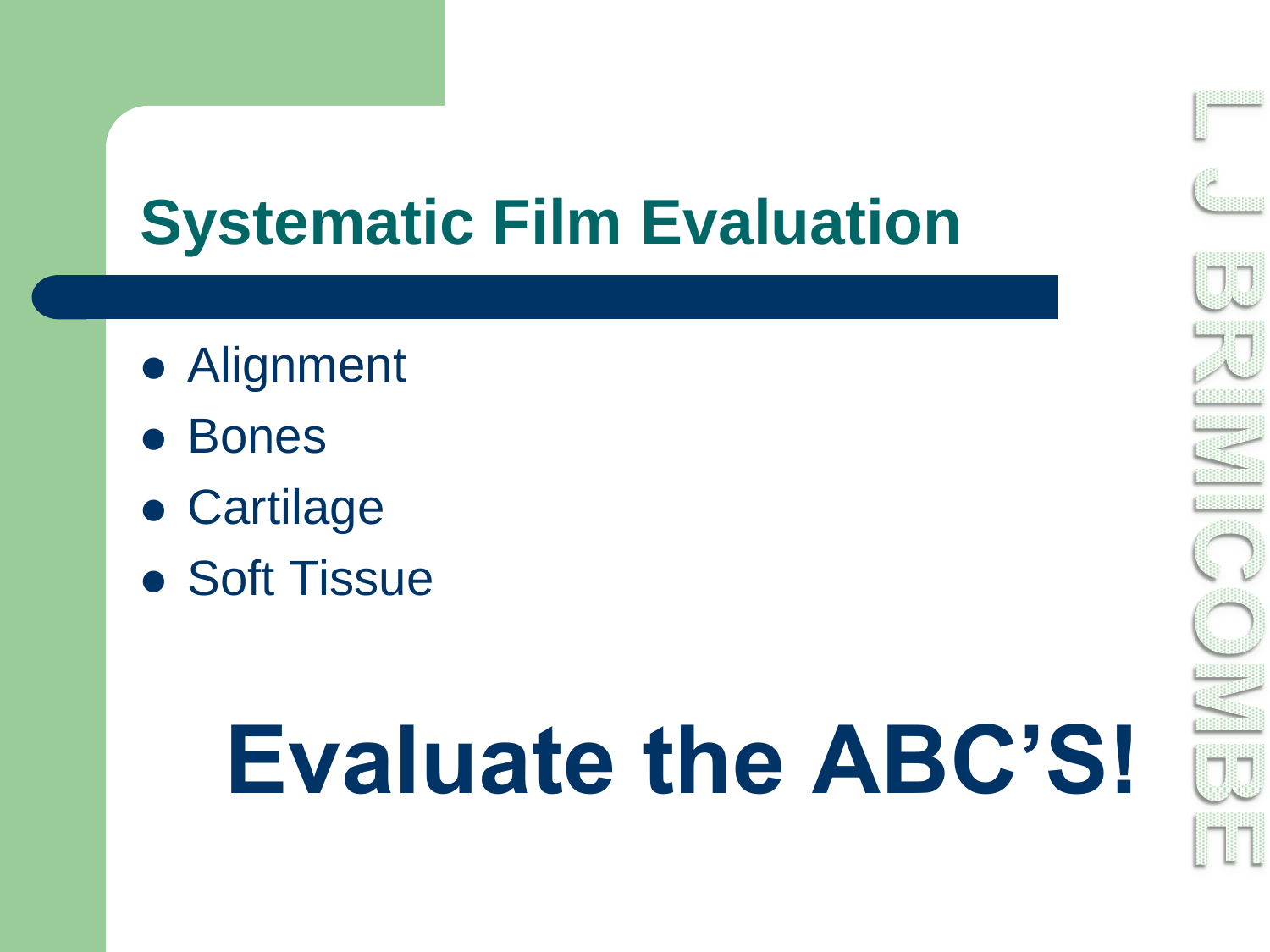# Systematic Film Evaluation

- Alignment
- Bones
- Cartilage
- Soft Tissue

**Evaluate the ABC'S!**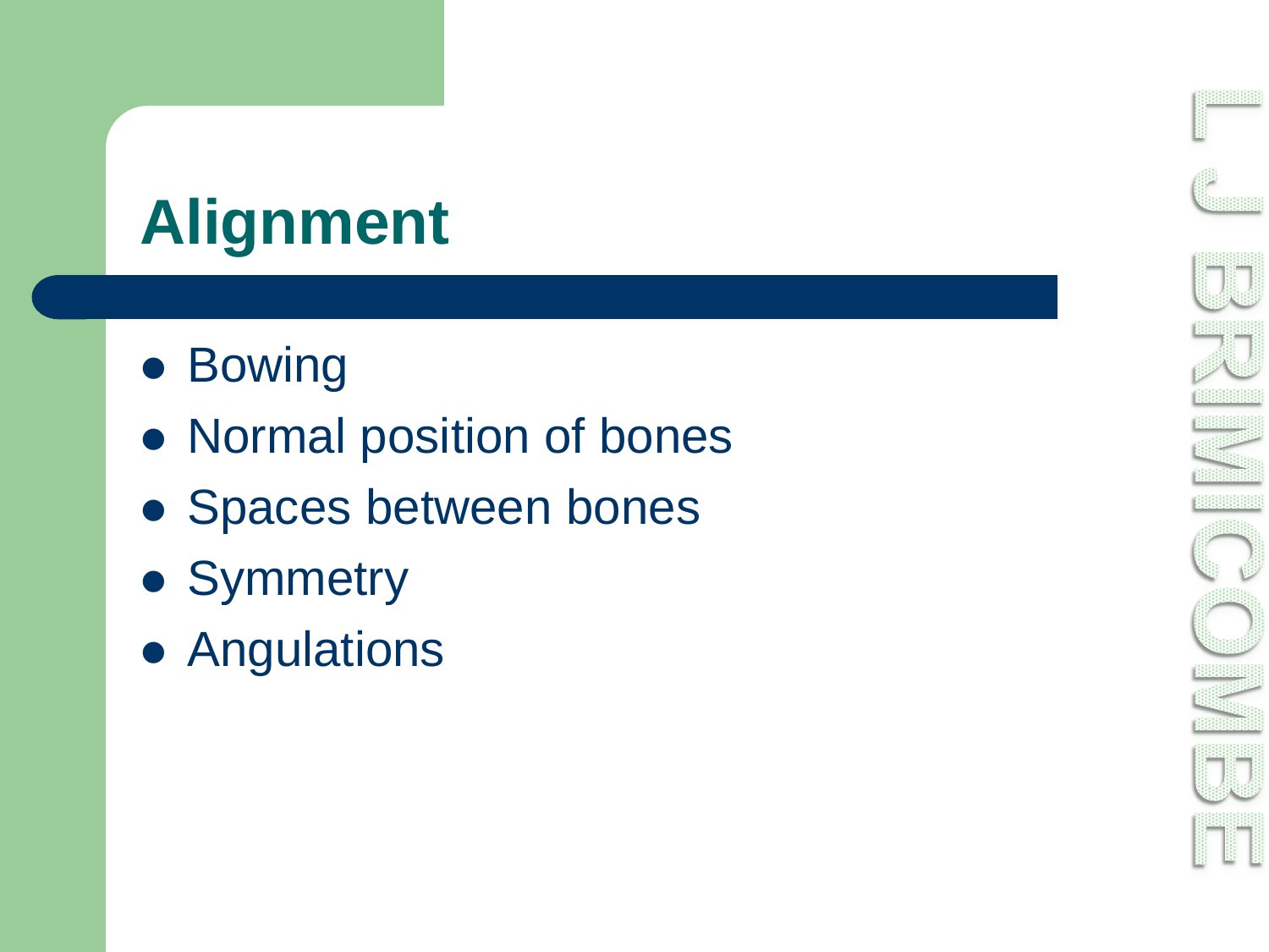# Alignment

- Bowing
- Normal position of bones
- Spaces between bones
- Symmetry
- Angulations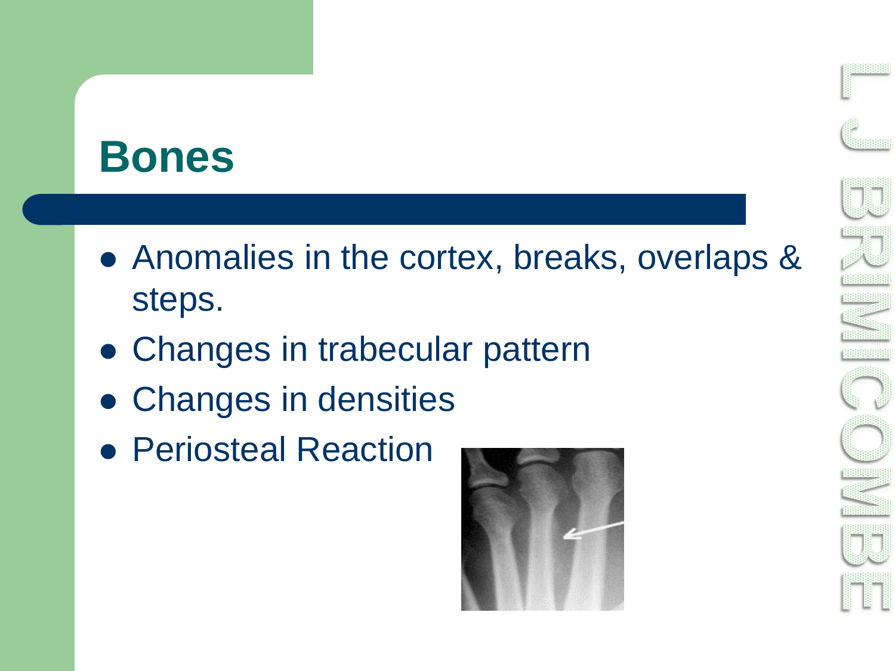# Bones

- Anomalies in the cortex, breaks, overlaps & steps.
- Changes in trabecular pattern
- Changes in densities
- Periosteal Reaction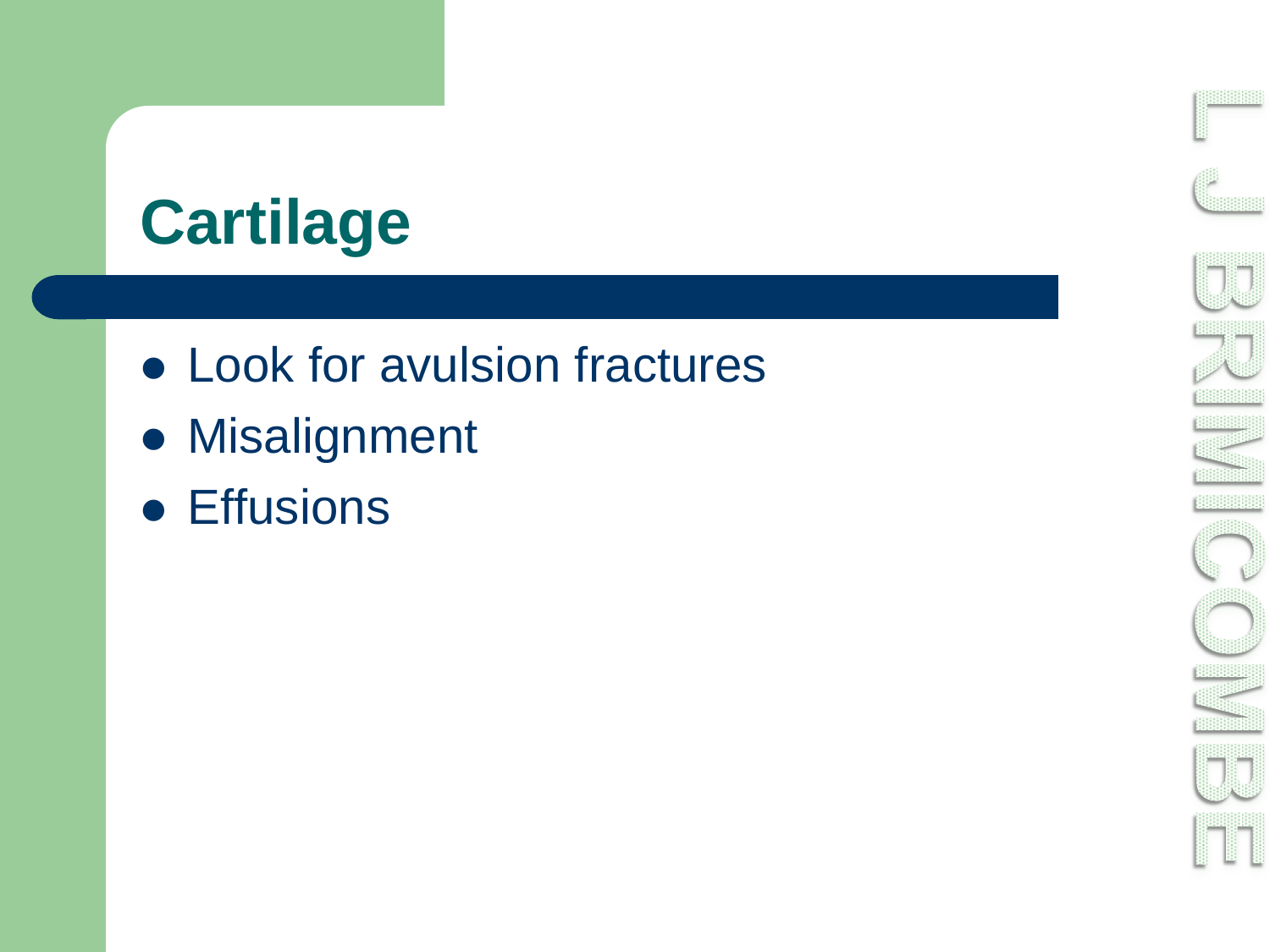# Cartilage

- Look for avulsion fractures
- Misalignment
- Effusions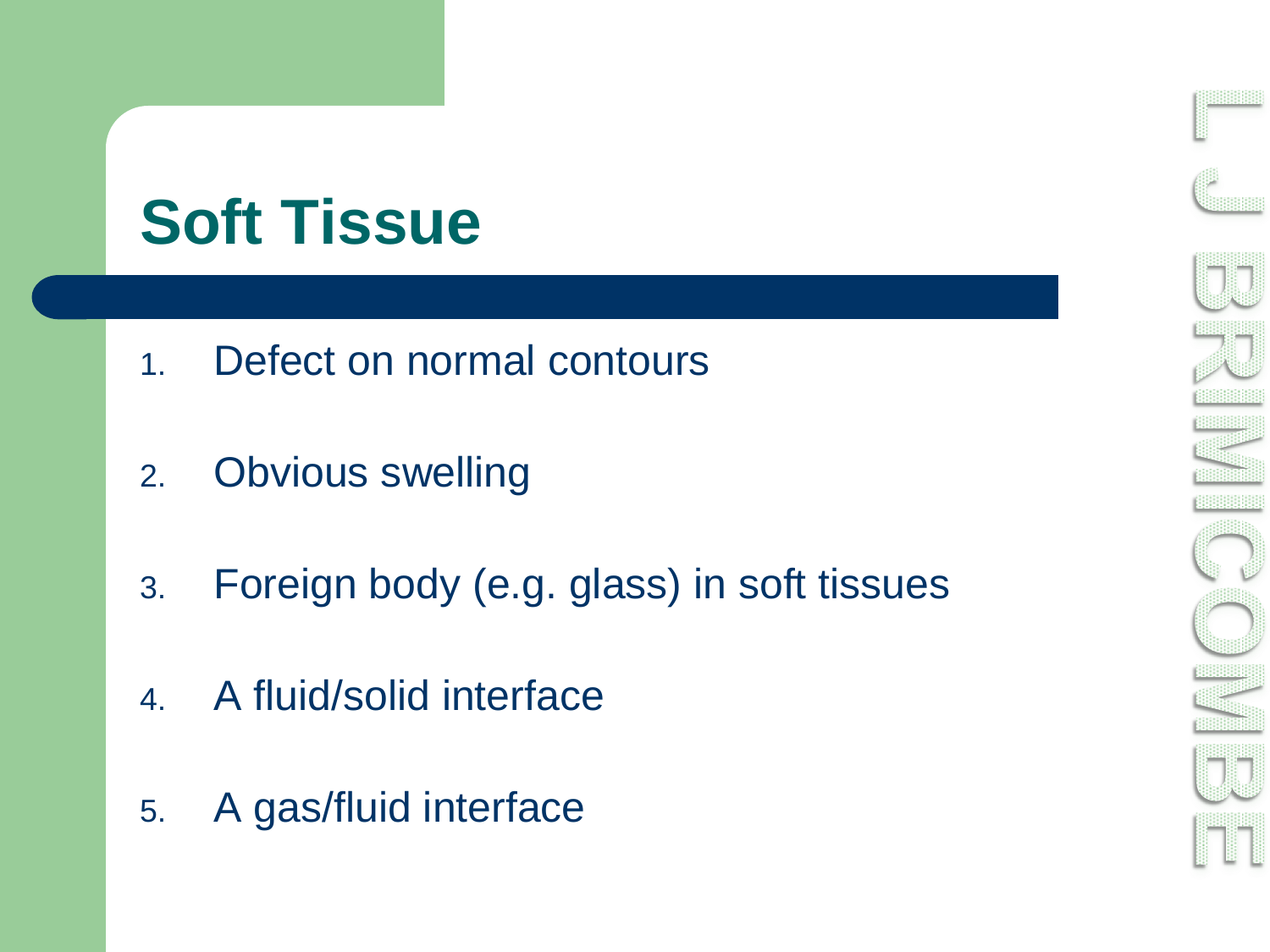# Soft Tissue

1. Defect on normal contours
2. Obvious swelling
3. Foreign body (e.g. glass) in soft tissues
4. A fluid/solid interface
5. A gas/fluid interface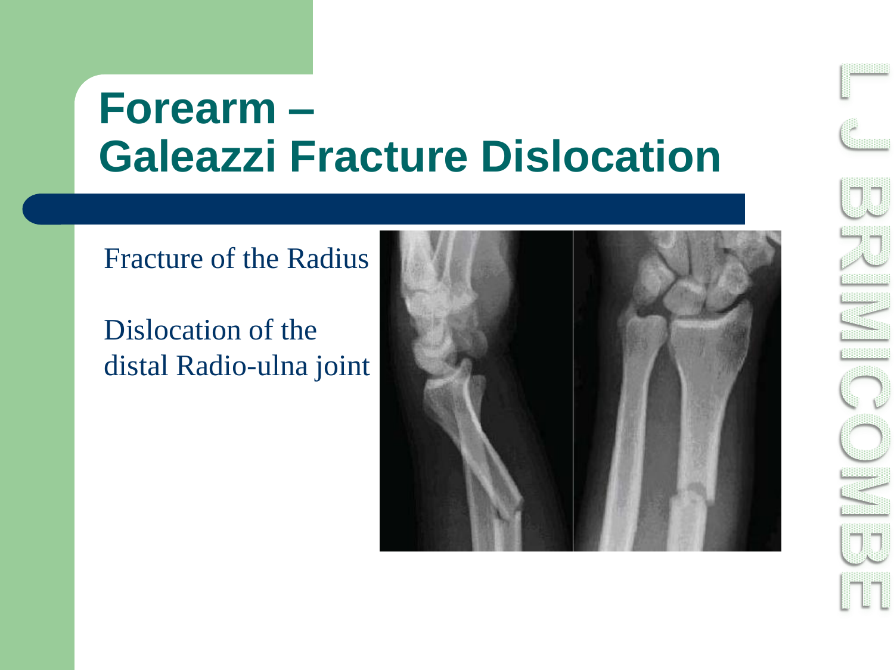# Forearm – Galeazzi Fracture Dislocation

Fracture of the Radius

Dislocation of the distal Radio-ulna joint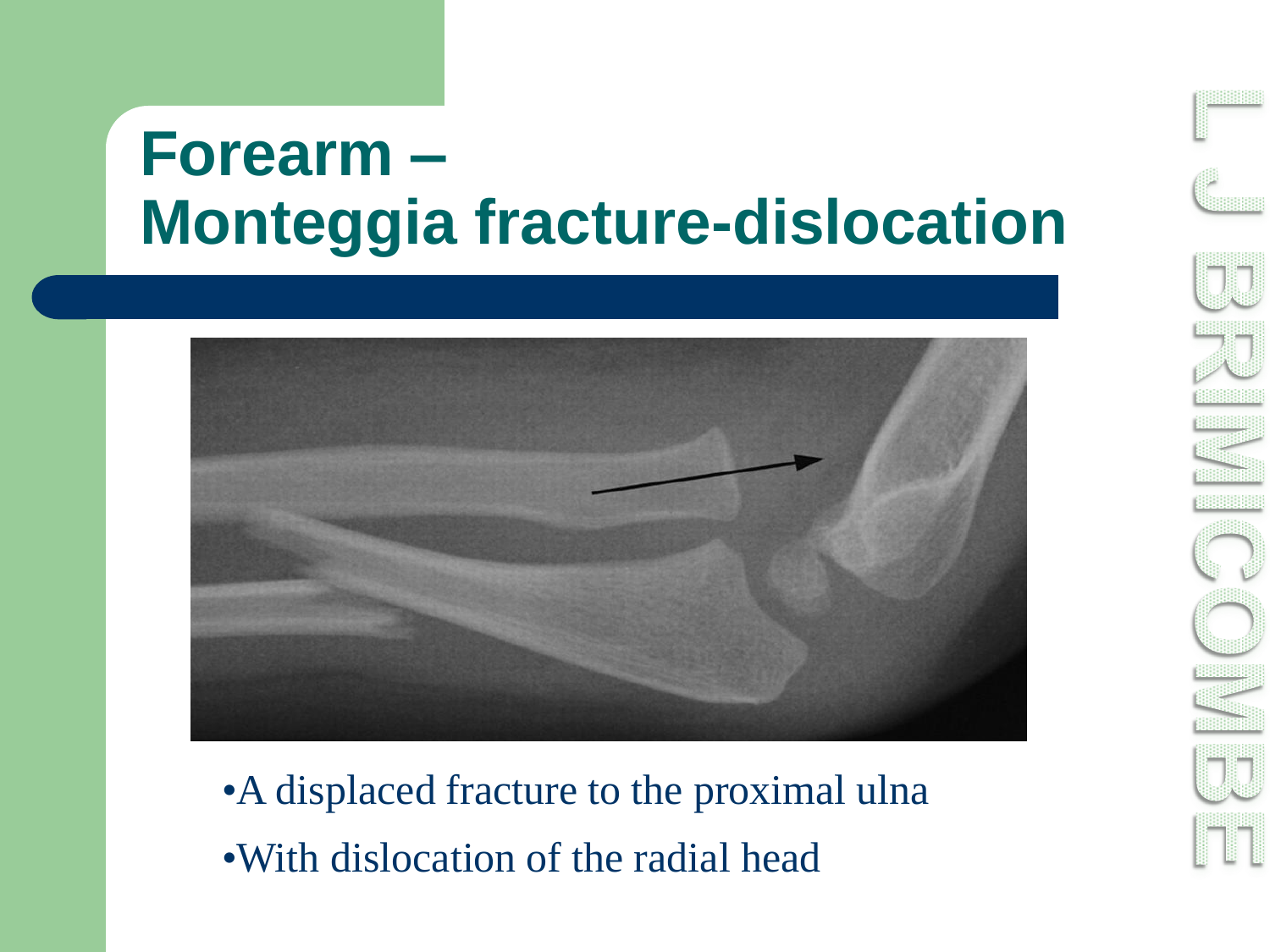# Forearm – Monteggia fracture-dislocation

- A displaced fracture to the proximal ulna
- With dislocation of the radial head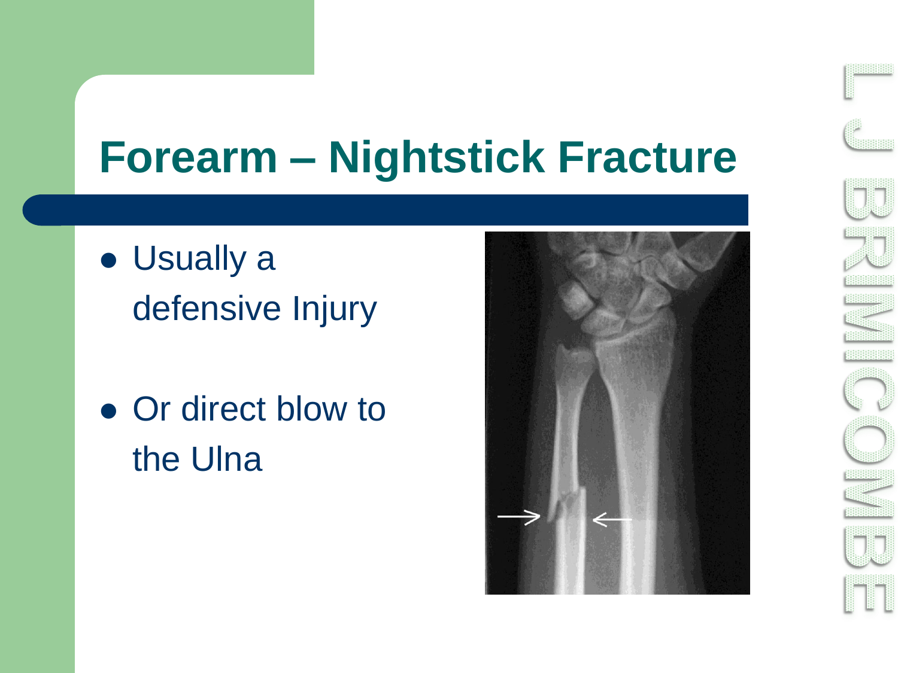# Forearm – Nightstick Fracture

- Usually a defensive Injury
- Or direct blow to the Ulna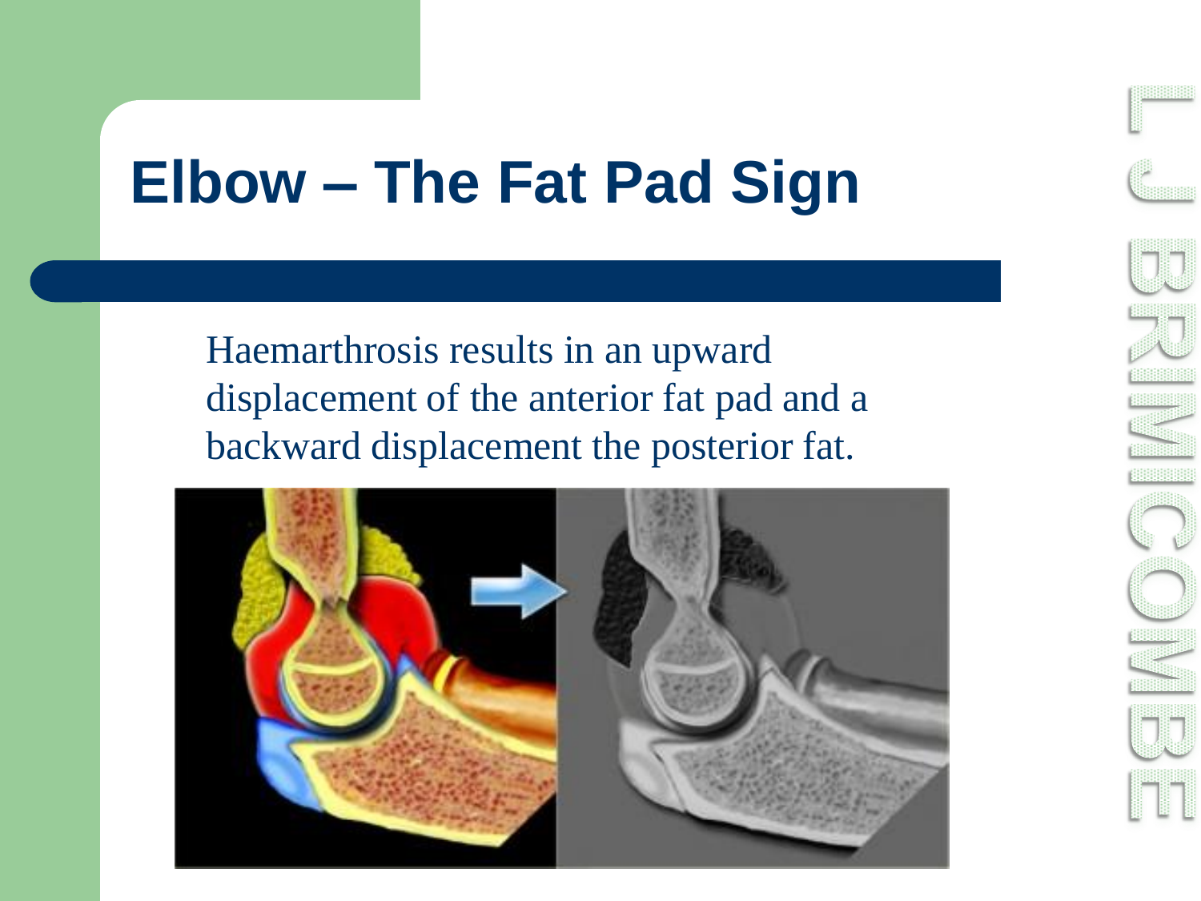# Elbow – The Fat Pad Sign

Haemarthrosis results in an upward displacement of the anterior fat pad and a backward displacement the posterior fat.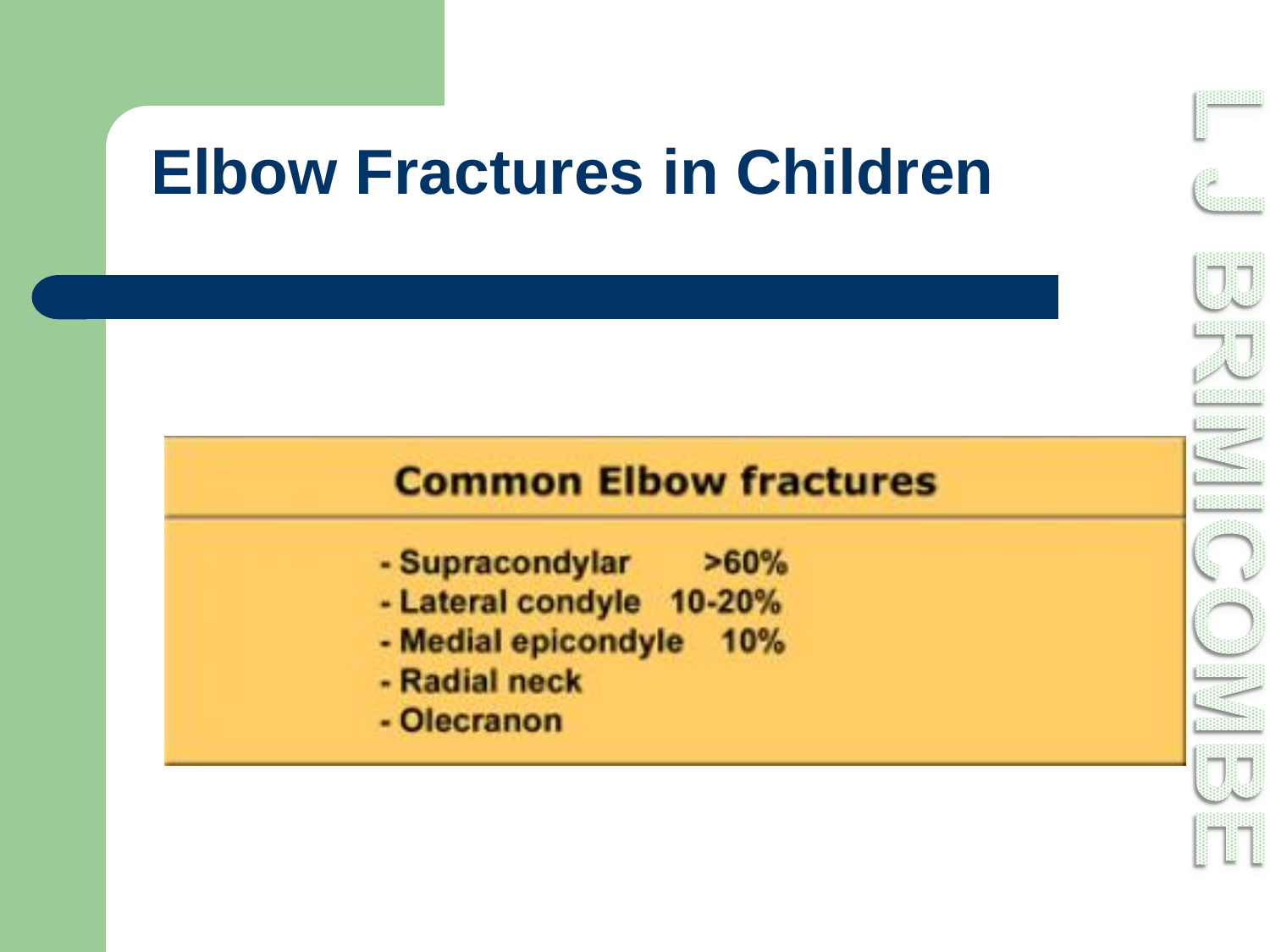# Elbow Fractures in Children

## Common Elbow fractures

- Supracondylar >60%
- Lateral condyle 10-20%
- Medial epicondyle 10%
- Radial neck
- Olecranon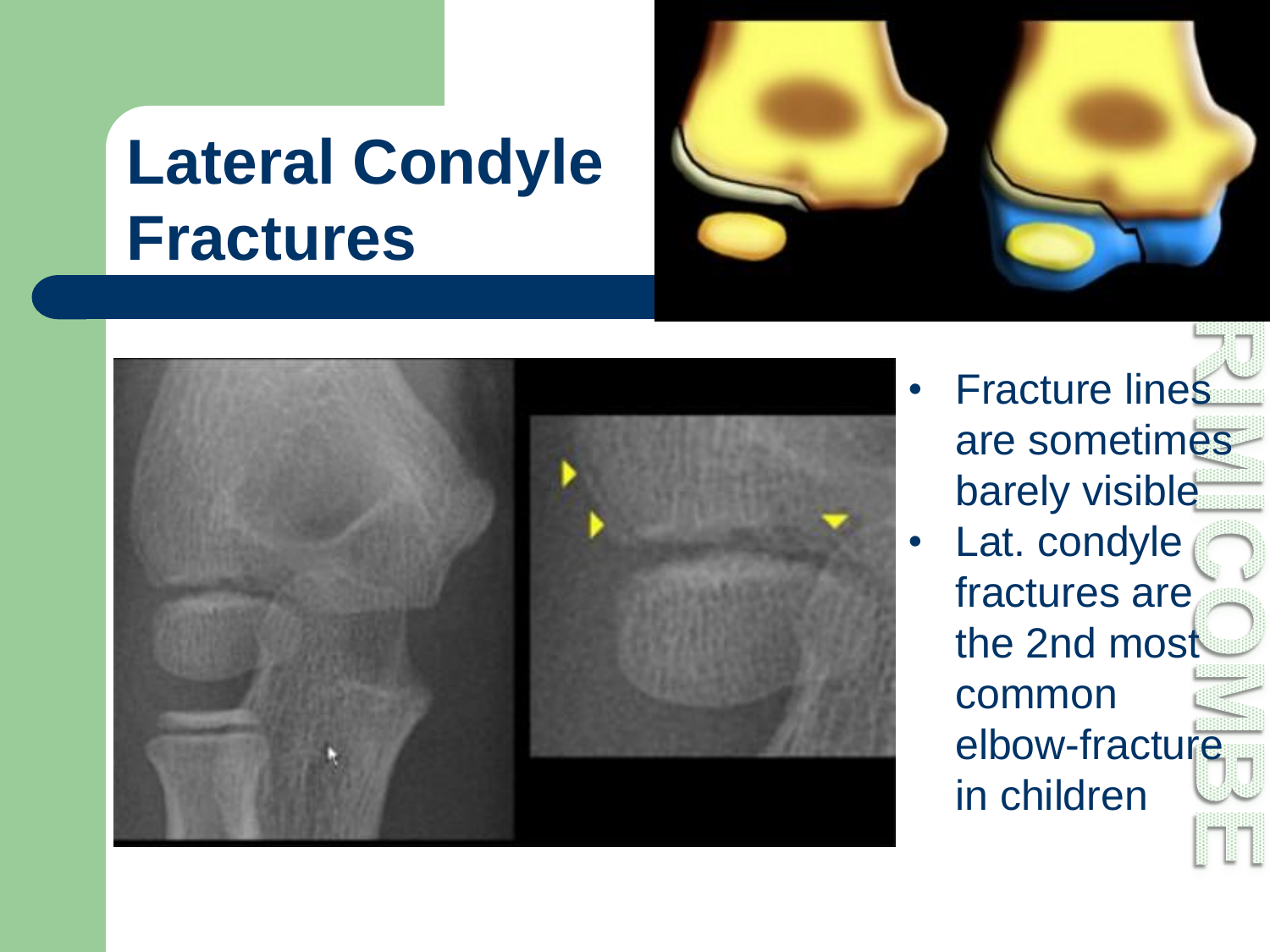# Lateral Condyle Fractures

- Fracture lines are sometimes barely visible
- Lat. condyle fractures are the 2nd most common elbow-fracture in children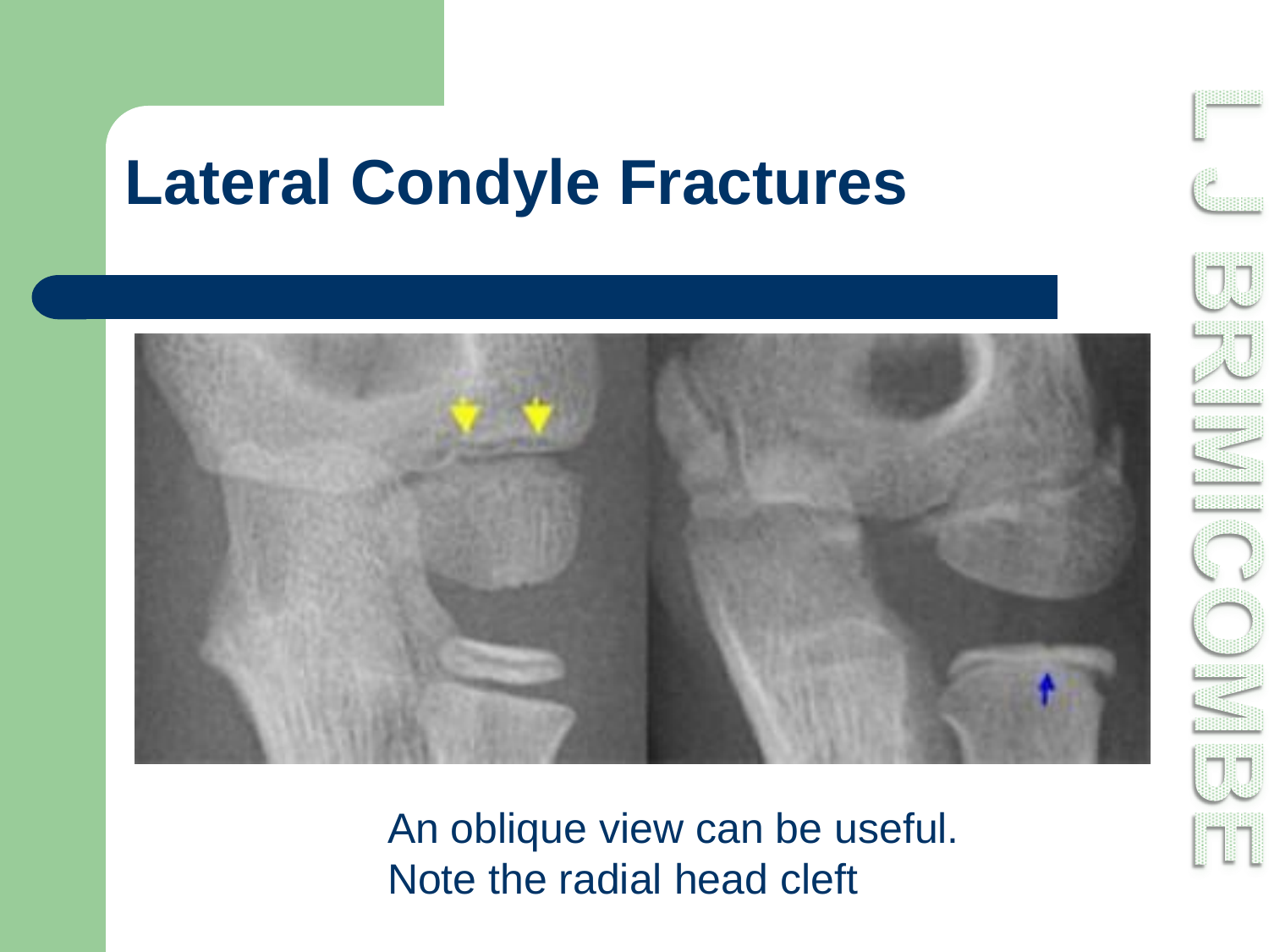# Lateral Condyle Fractures

An oblique view can be useful.
Note the radial head cleft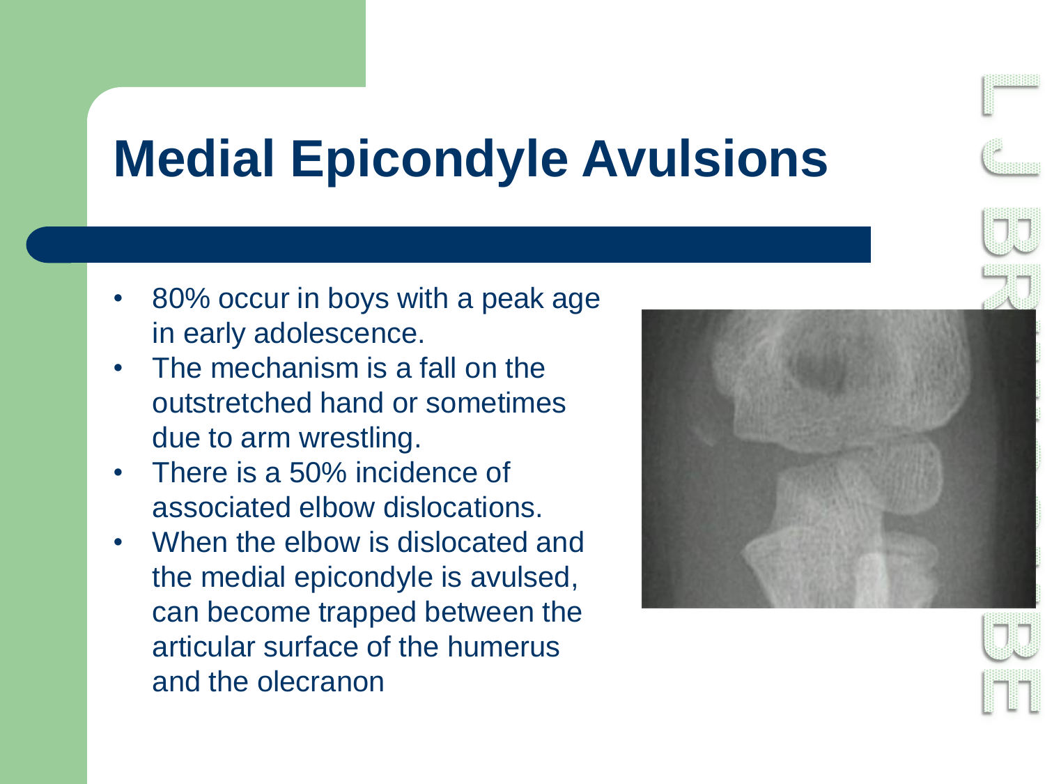# Medial Epicondyle Avulsions

- 80% occur in boys with a peak age in early adolescence.
- The mechanism is a fall on the outstretched hand or sometimes due to arm wrestling.
- There is a 50% incidence of associated elbow dislocations.
- When the elbow is dislocated and the medial epicondyle is avulsed, can become trapped between the articular surface of the humerus and the olecranon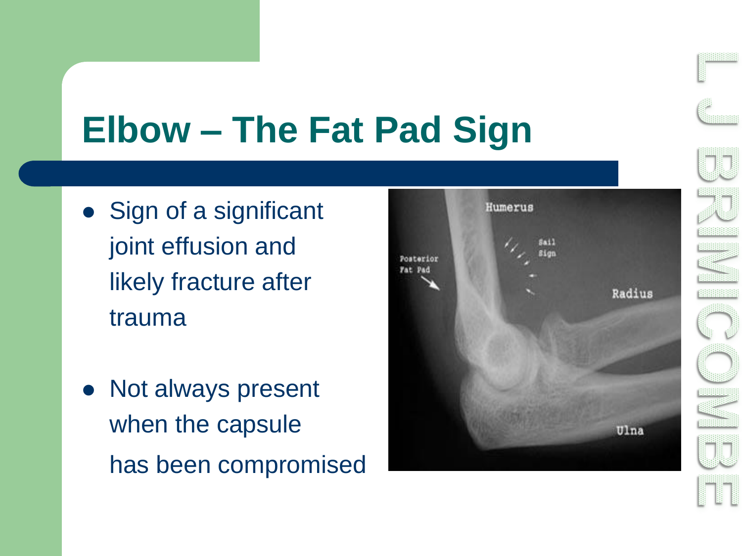# Elbow – The Fat Pad Sign

- Sign of a significant joint effusion and likely fracture after trauma

- Not always present when the capsule has been compromised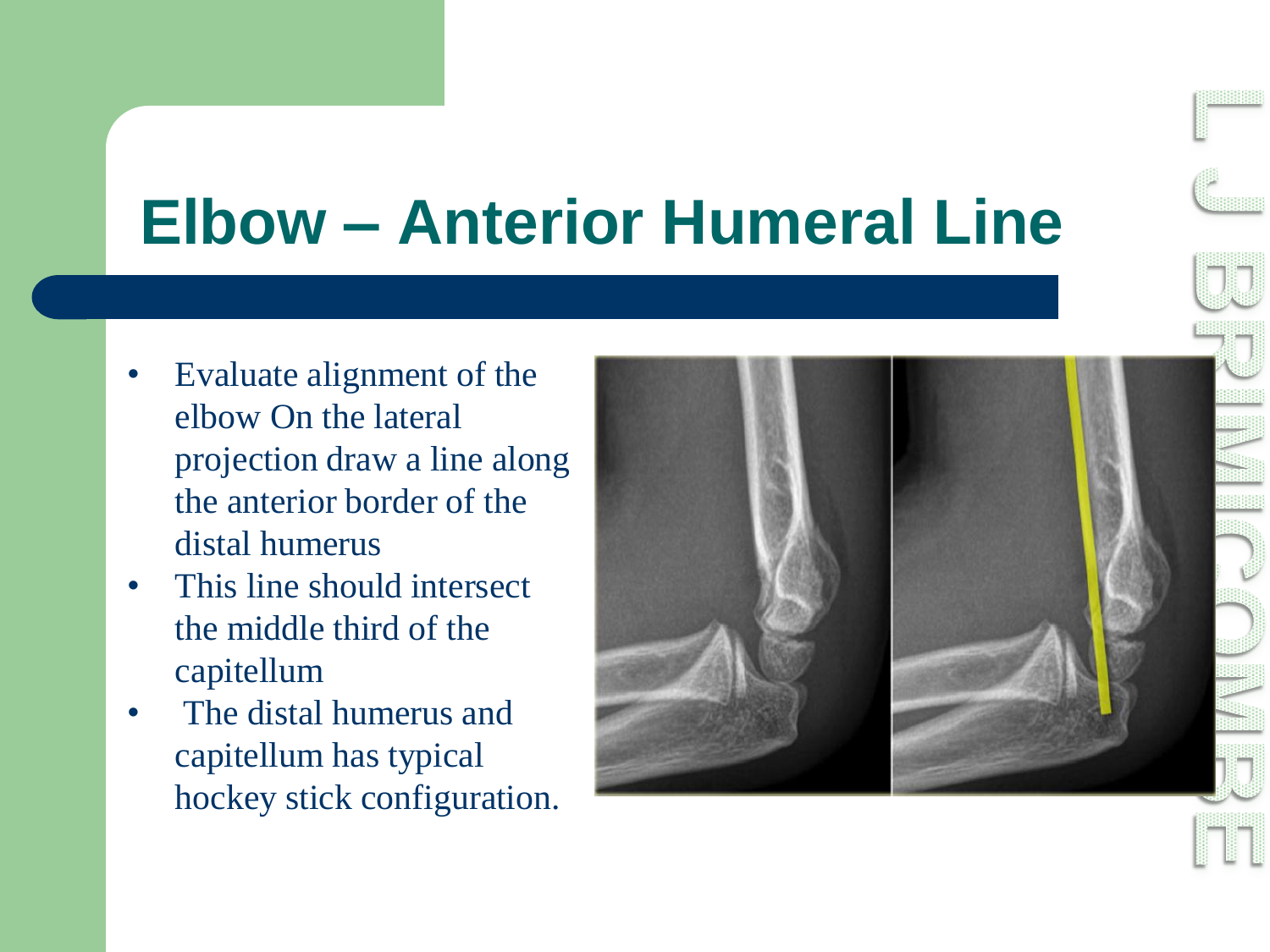# Elbow – Anterior Humeral Line

- Evaluate alignment of the elbow On the lateral projection draw a line along the anterior border of the distal humerus
- This line should intersect the middle third of the capitellum
- The distal humerus and capitellum has typical hockey stick configuration.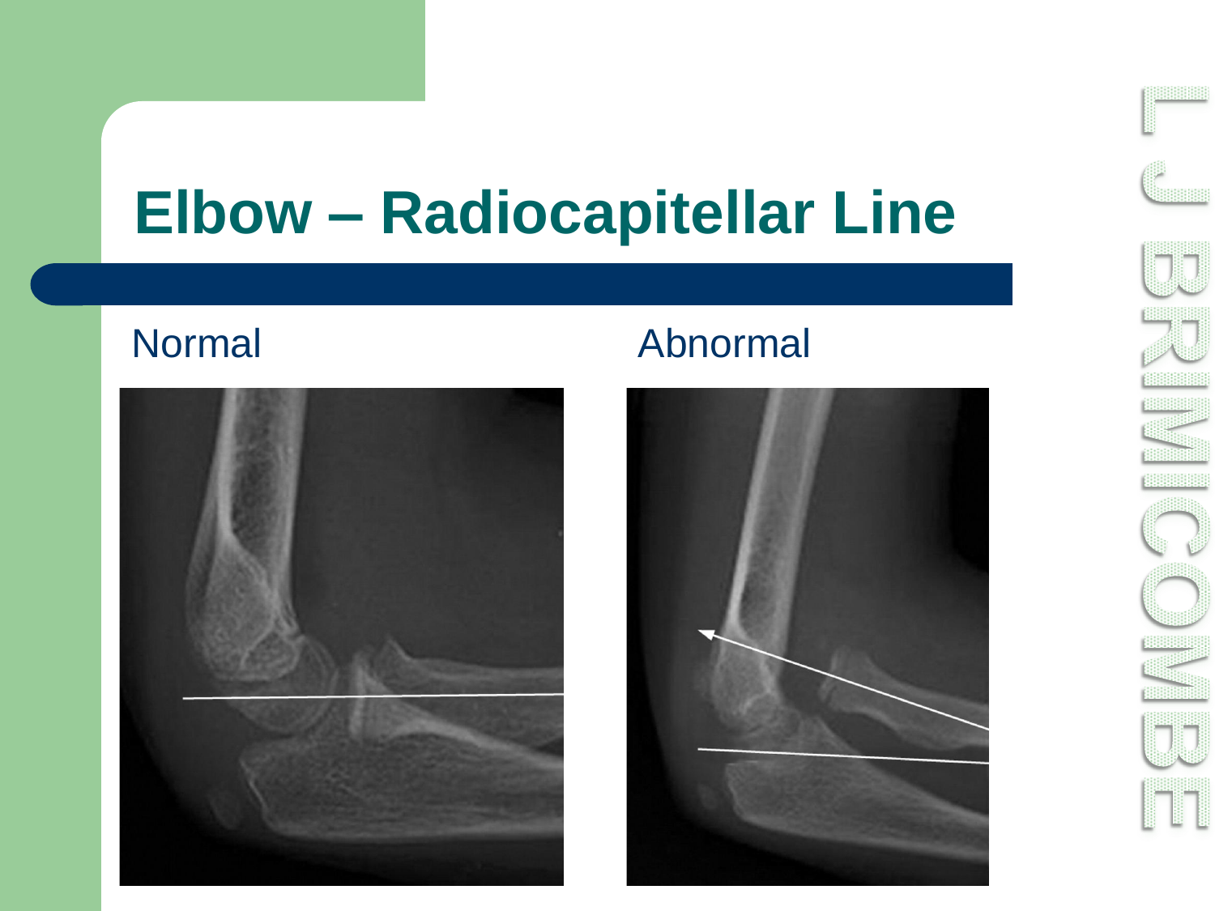# Elbow – Radiocapitellar Line

Normal

Abnormal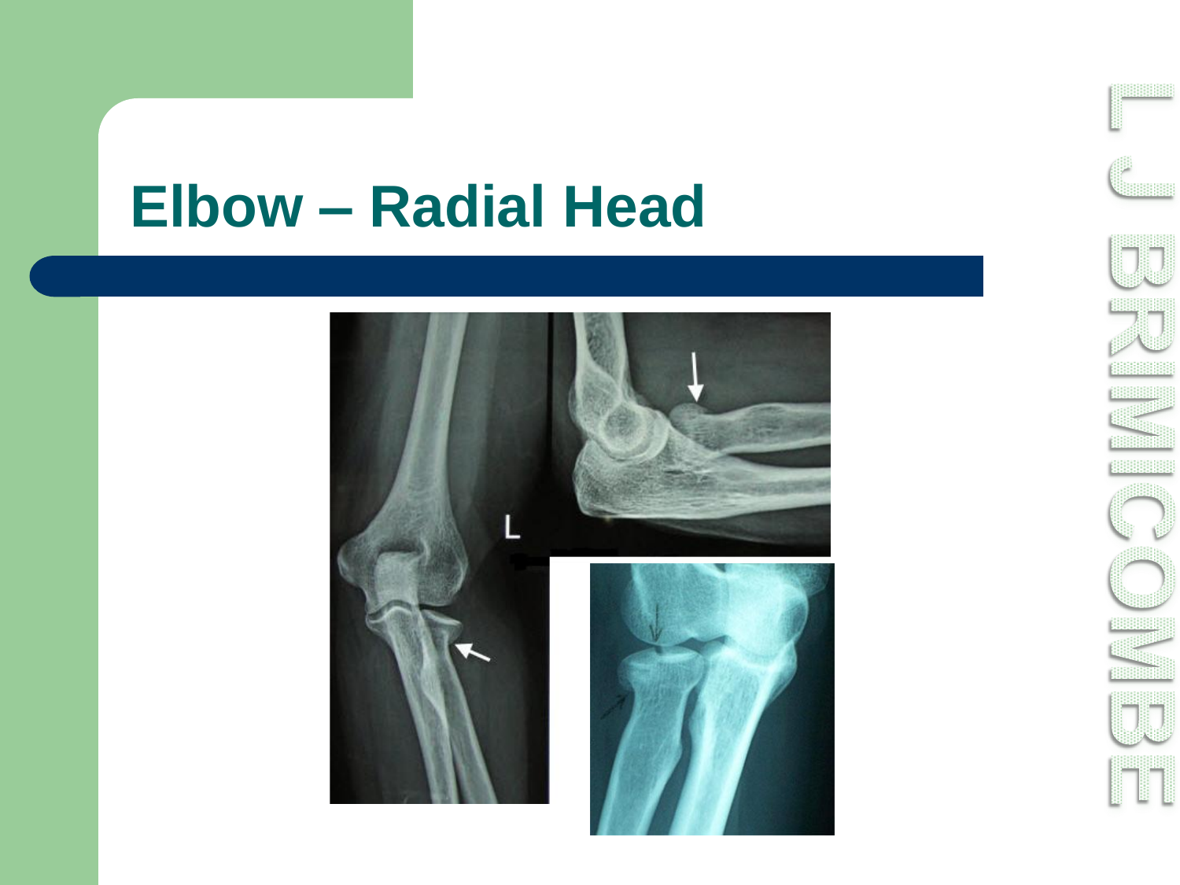# Elbow – Radial Head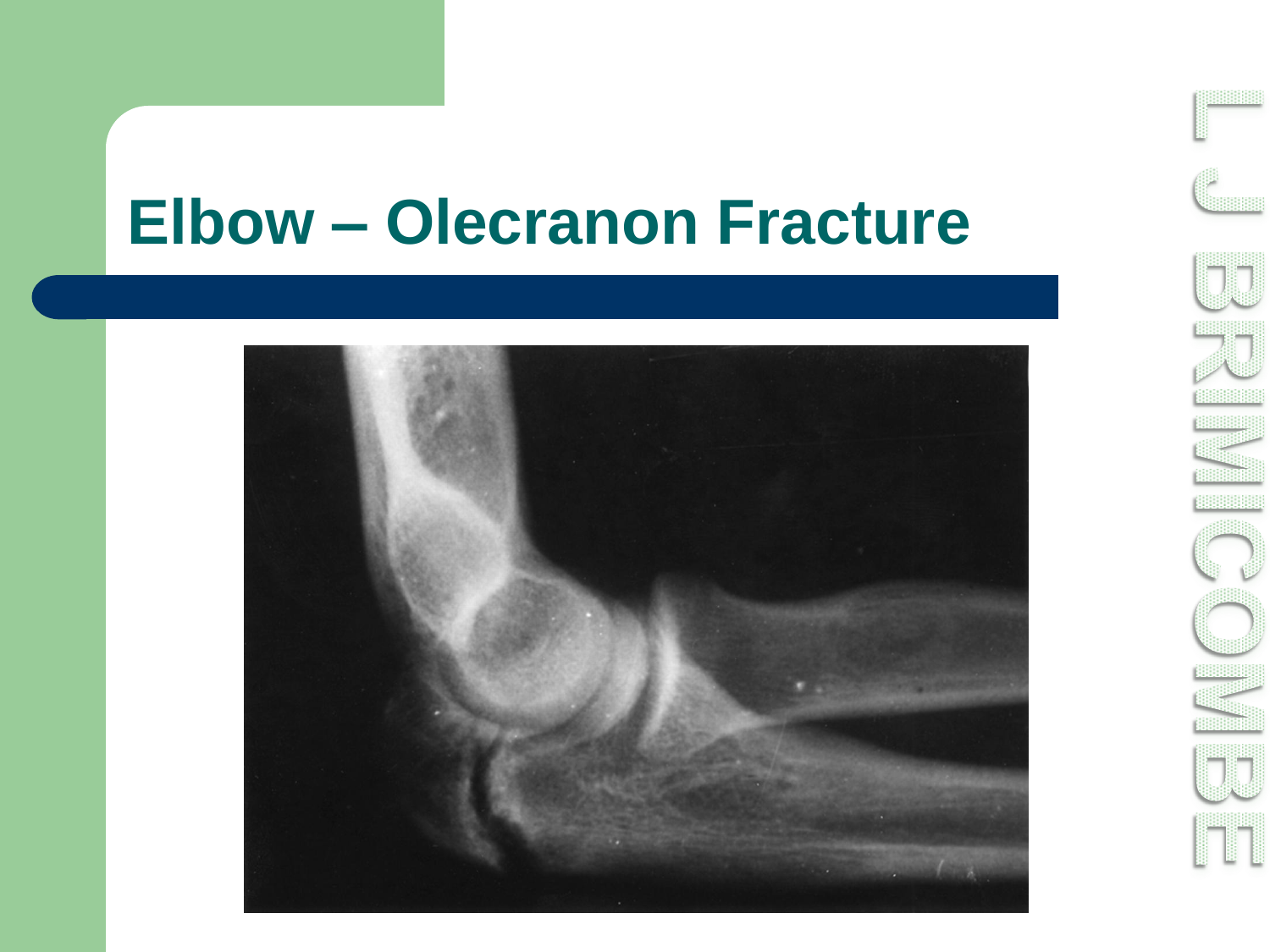# Elbow – Olecranon Fracture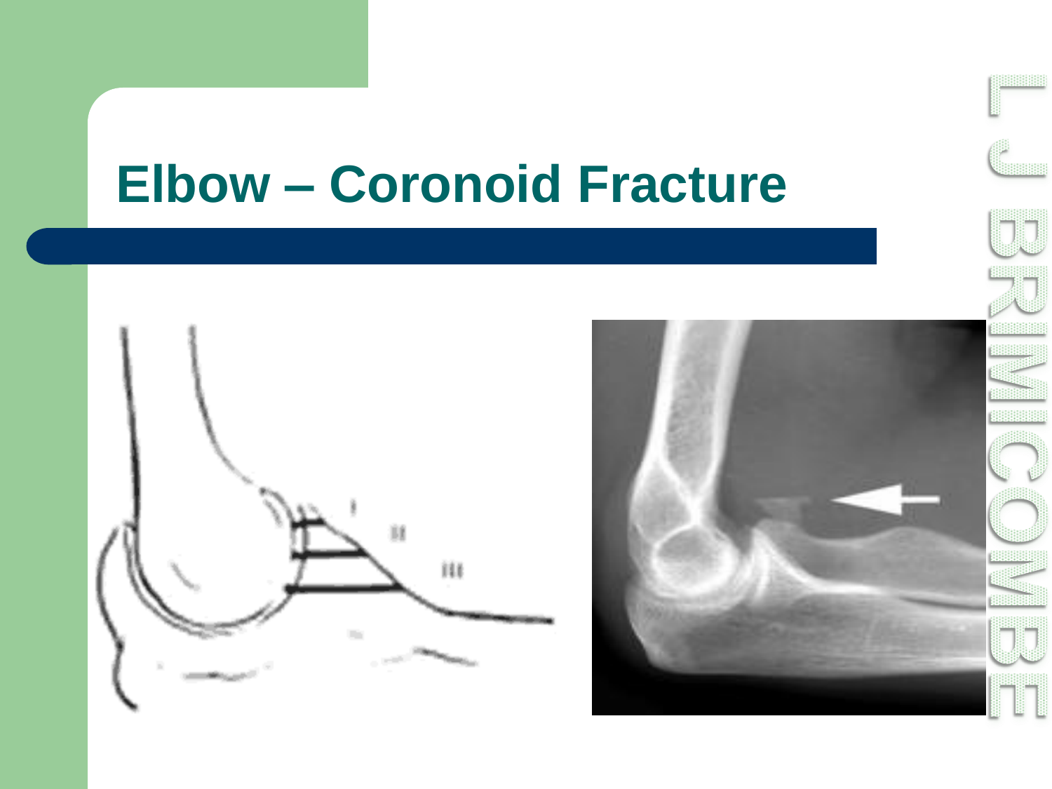# Elbow – Coronoid Fracture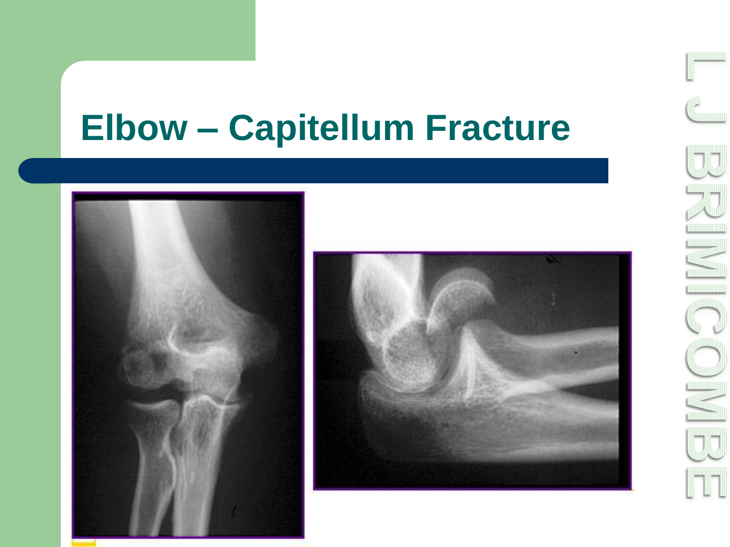# Elbow – Capitellum Fracture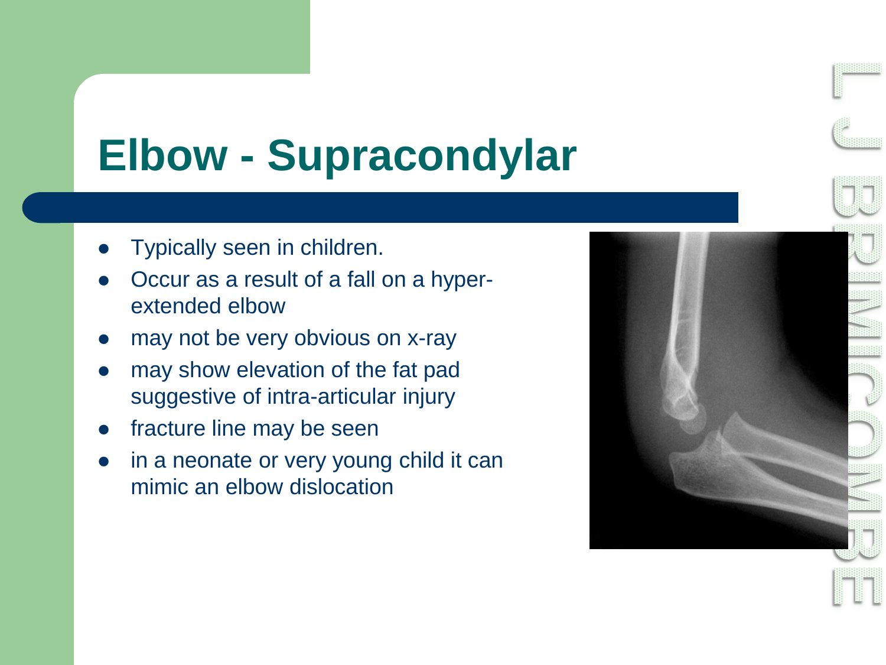# Elbow - Supracondylar

- Typically seen in children.
- Occur as a result of a fall on a hyper-extended elbow
- may not be very obvious on x-ray
- may show elevation of the fat pad suggestive of intra-articular injury
- fracture line may be seen
- in a neonate or very young child it can mimic an elbow dislocation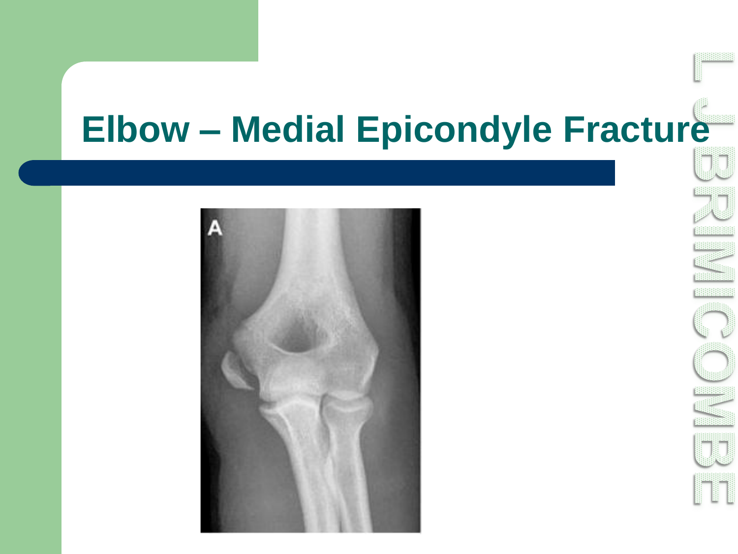# Elbow – Medial Epicondyle Fracture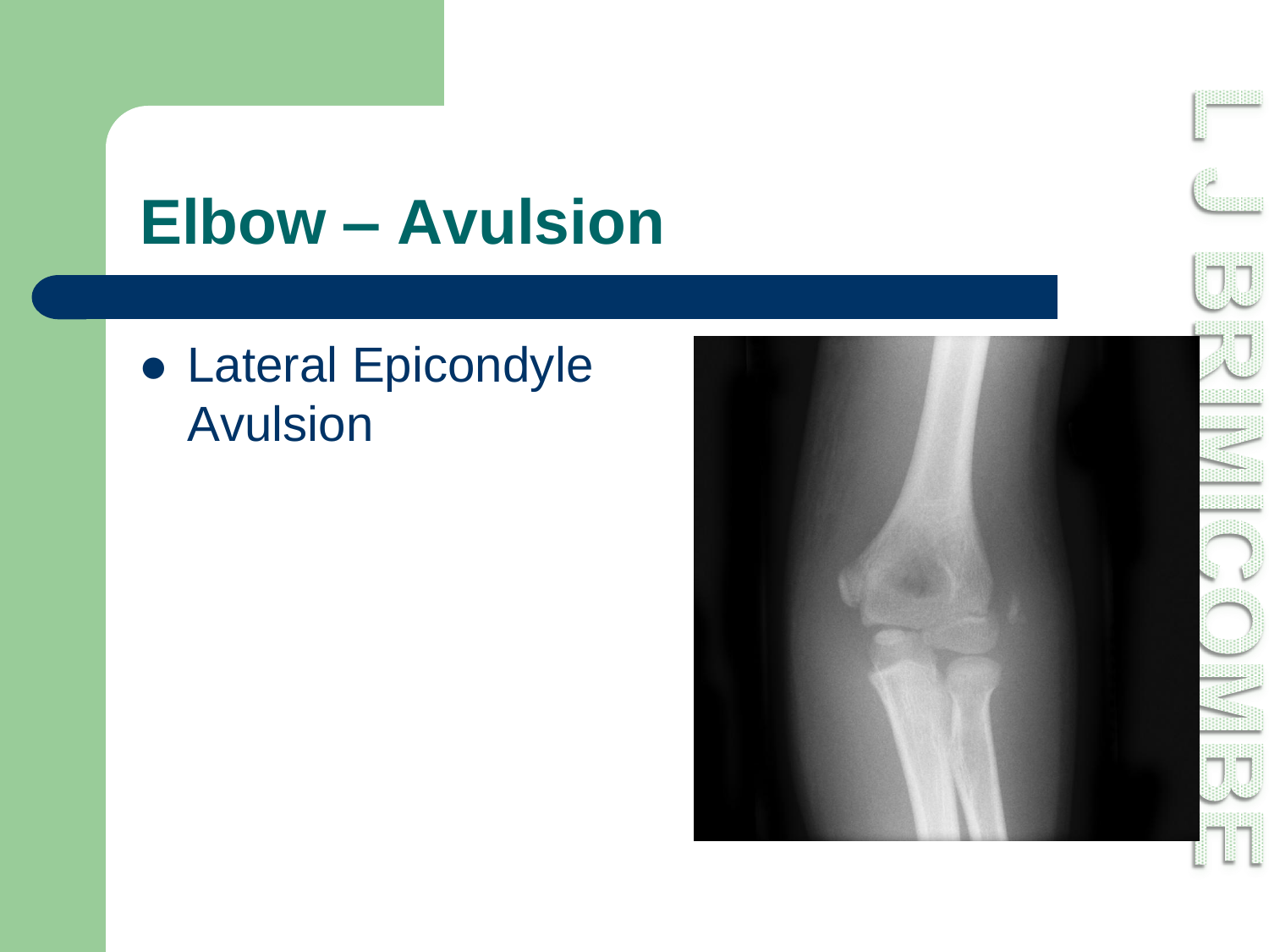# Elbow – Avulsion

- Lateral Epicondyle Avulsion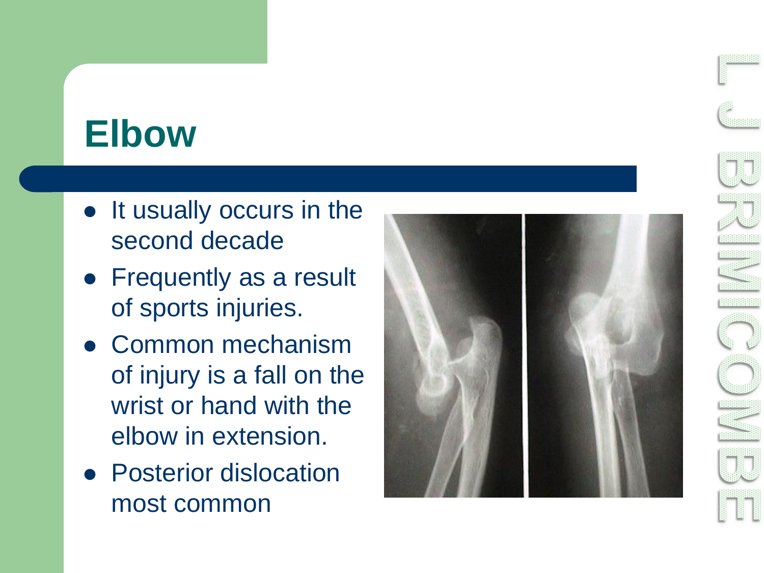# Elbow

- It usually occurs in the second decade
- Frequently as a result of sports injuries.
- Common mechanism of injury is a fall on the wrist or hand with the elbow in extension.
- Posterior dislocation most common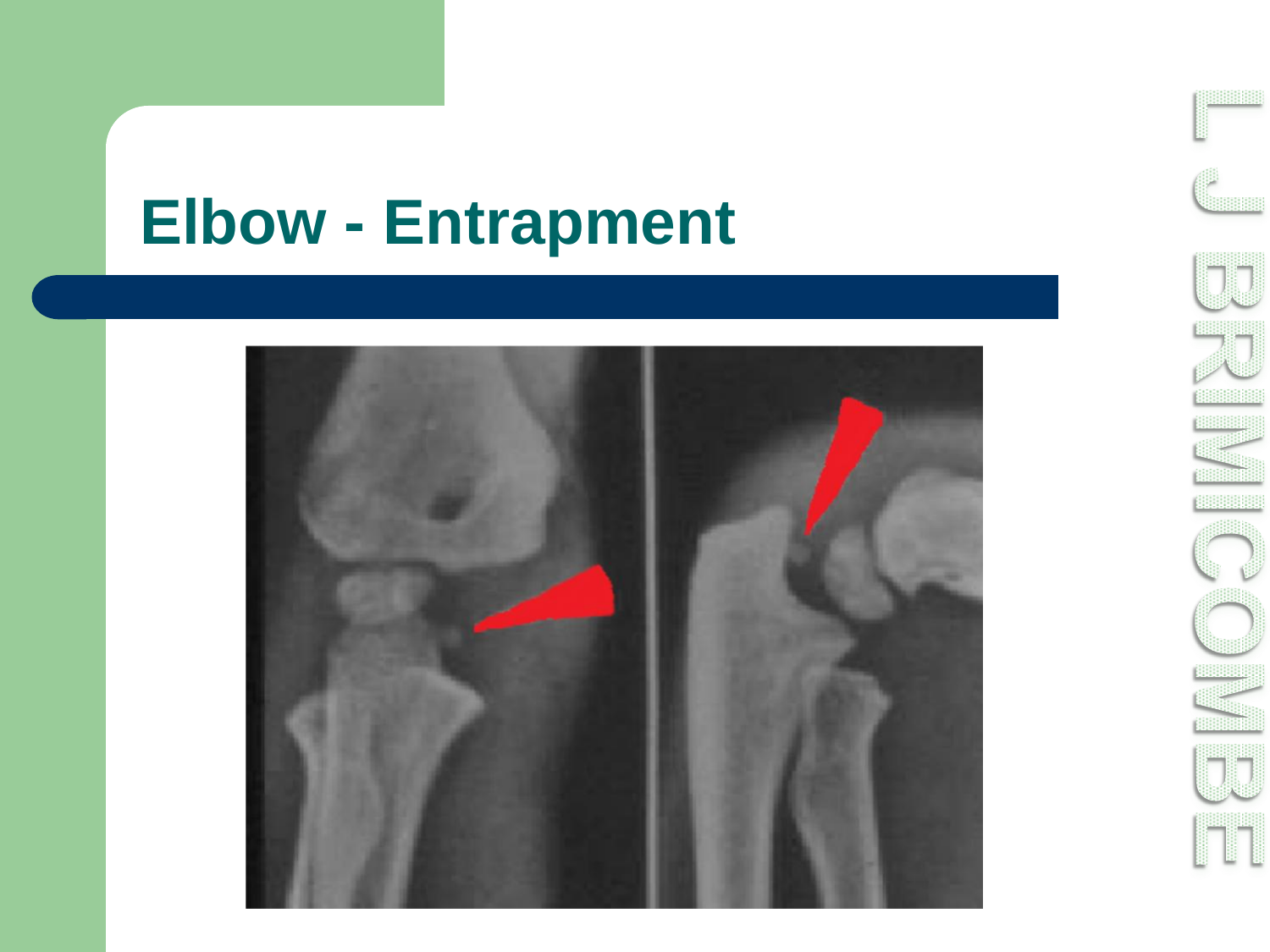# Elbow - Entrapment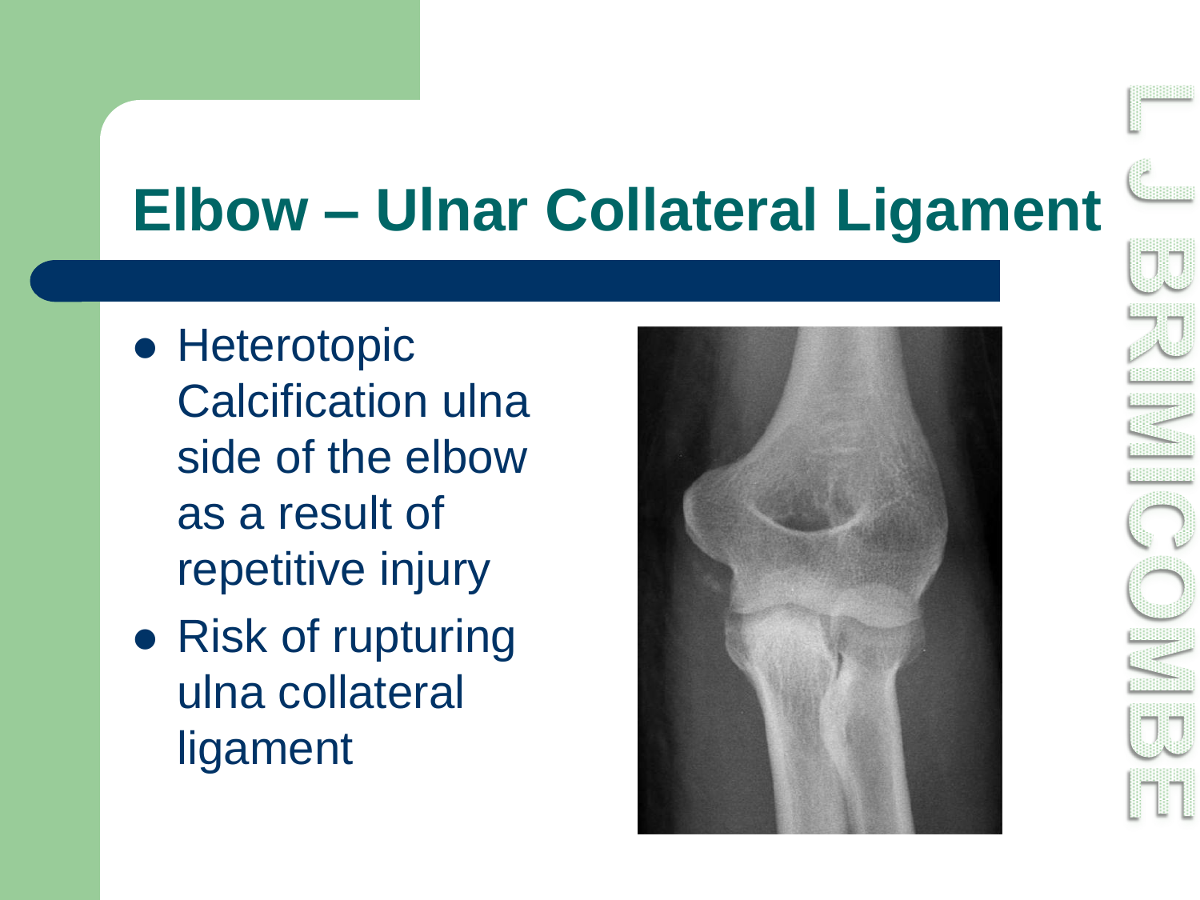# Elbow – Ulnar Collateral Ligament

- Heterotopic Calcification ulna side of the elbow as a result of repetitive injury
- Risk of rupturing ulna collateral ligament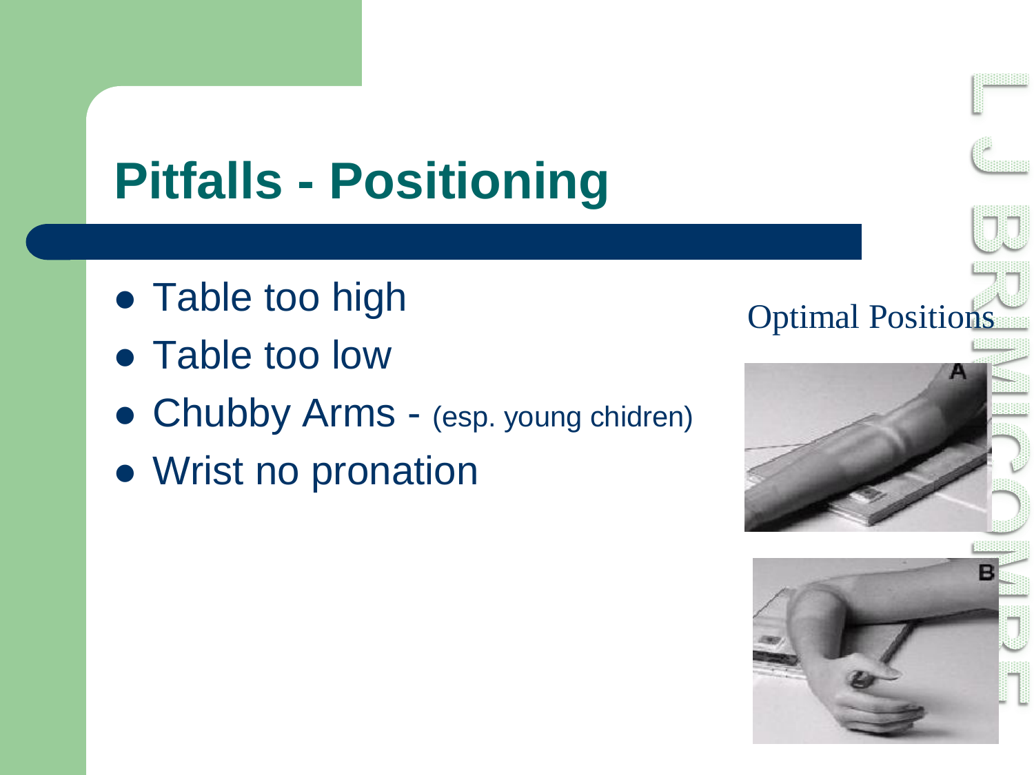# Pitfalls - Positioning

- Table too high
- Table too low
- Chubby Arms - (esp. young chidren)
- Wrist no pronation

Optimal Positions

A

B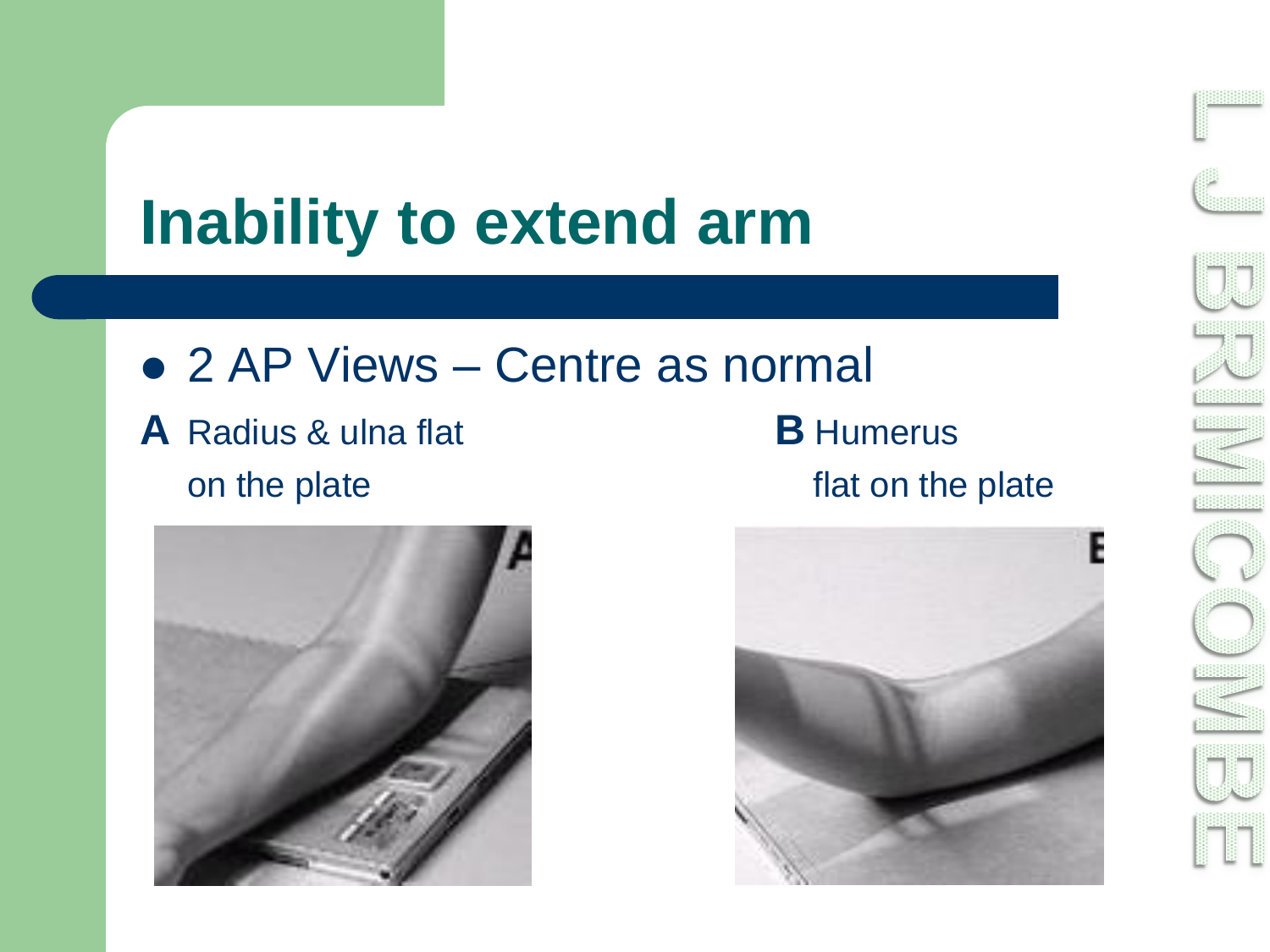# Inability to extend arm

- 2 AP Views – Centre as normal

**A** Radius & ulna flat on the plate

**B** Humerus flat on the plate